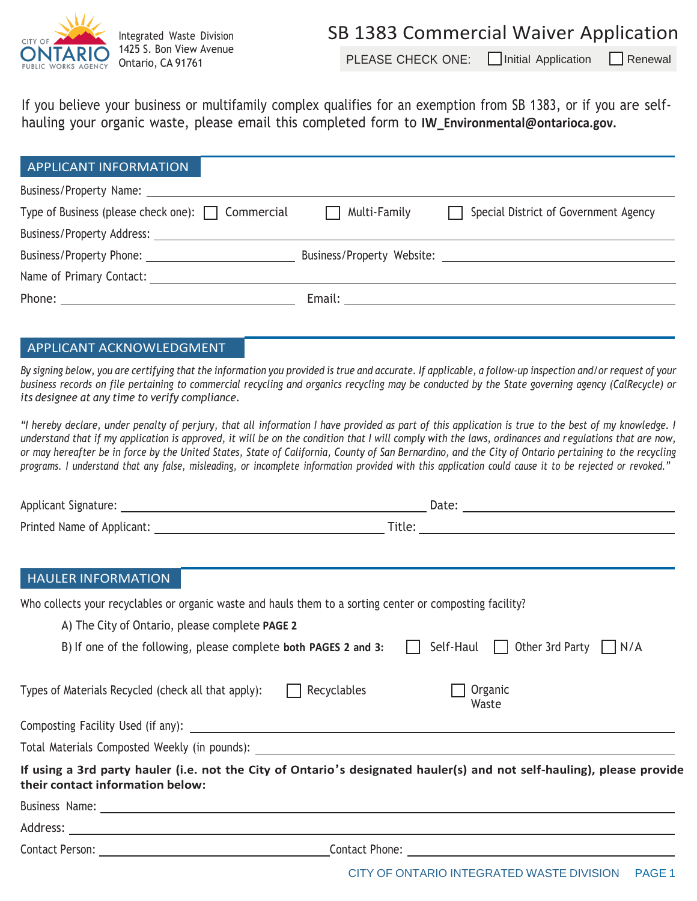CITY OF ONTARIO PUBLIC WORKS AGENCY

Integrated Waste Division
1425 S. Bon View Avenue
Ontario, CA 91761

# SB 1383 Commercial Waiver Application

PLEASE CHECK ONE: ☐ Initial Application ☐ Renewal

If you believe your business or multifamily complex qualifies for an exemption from SB 1383, or if you are self-hauling your organic waste, please email this completed form to **IW_Environmental@ontarioca.gov.**

## APPLICANT INFORMATION

Business/Property Name: ______________________

Type of Business (please check one): ☐ Commercial ☐ Multi-Family ☐ Special District of Government Agency

Business/Property Address: ______________________

Business/Property Phone: ______________ Business/Property Website: ______________

Name of Primary Contact: ______________________

Phone: ______________ Email: ______________

## APPLICANT ACKNOWLEDGMENT

*By signing below, you are certifying that the information you provided is true and accurate. If applicable, a follow-up inspection and/or request of your business records on file pertaining to commercial recycling and organics recycling may be conducted by the State governing agency (CalRecycle) or its designee at any time to verify compliance.*

*"I hereby declare, under penalty of perjury, that all information I have provided as part of this application is true to the best of my knowledge. I understand that if my application is approved, it will be on the condition that I will comply with the laws, ordinances and regulations that are now, or may hereafter be in force by the United States, State of California, County of San Bernardino, and the City of Ontario pertaining to the recycling programs. I understand that any false, misleading, or incomplete information provided with this application could cause it to be rejected or revoked."*

Applicant Signature: ______________________ Date: ______________

Printed Name of Applicant: ______________________ Title: ______________

## HAULER INFORMATION

Who collects your recyclables or organic waste and hauls them to a sorting center or composting facility?

A) The City of Ontario, please complete **PAGE 2**

B) If one of the following, please complete **both PAGES 2 and 3:** ☐ Self-Haul ☐ Other 3rd Party ☐ N/A

Types of Materials Recycled (check all that apply): ☐ Recyclables ☐ Organic Waste

Composting Facility Used (if any): ______________________

Total Materials Composted Weekly (in pounds): ______________________

**If using a 3rd party hauler (i.e. not the City of Ontario's designated hauler(s) and not self-hauling), please provide their contact information below:**

Business Name: ______________________

Address: ______________________

Contact Person: ______________ Contact Phone: ______________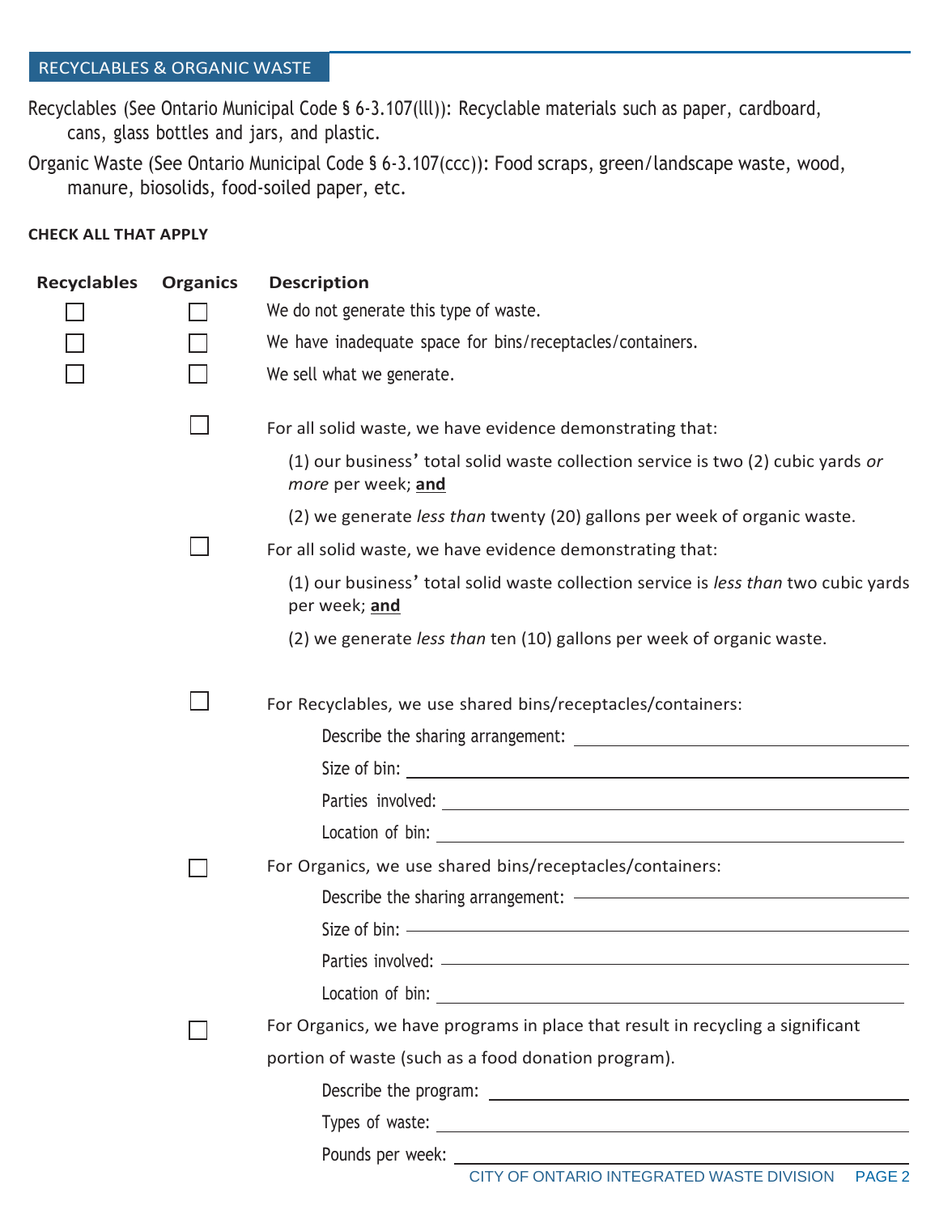## RECYCLABLES & ORGANIC WASTE

Recyclables (See Ontario Municipal Code § 6-3.107(lll)): Recyclable materials such as paper, cardboard, cans, glass bottles and jars, and plastic.

Organic Waste (See Ontario Municipal Code § 6-3.107(ccc)): Food scraps, green/landscape waste, wood, manure, biosolids, food-soiled paper, etc.

**CHECK ALL THAT APPLY**

| Recyclables | Organics | Description |
|---|---|---|
| ☐ | ☐ | We do not generate this type of waste. |
| ☐ | ☐ | We have inadequate space for bins/receptacles/containers. |
| ☐ | ☐ | We sell what we generate. |
| | ☐ | For all solid waste, we have evidence demonstrating that: (1) our business' total solid waste collection service is two (2) cubic yards *or more* per week; **and** (2) we generate *less than* twenty (20) gallons per week of organic waste. |
| | ☐ | For all solid waste, we have evidence demonstrating that: (1) our business' total solid waste collection service is *less than* two cubic yards per week; **and** (2) we generate *less than* ten (10) gallons per week of organic waste. |
| | ☐ | For Recyclables, we use shared bins/receptacles/containers: Describe the sharing arrangement: ______ Size of bin: ______ Parties involved: ______ Location of bin: ______ |
| | ☐ | For Organics, we use shared bins/receptacles/containers: Describe the sharing arrangement: ______ Size of bin: ______ Parties involved: ______ Location of bin: ______ |
| | ☐ | For Organics, we have programs in place that result in recycling a significant portion of waste (such as a food donation program). Describe the program: ______ Types of waste: ______ Pounds per week: ______ |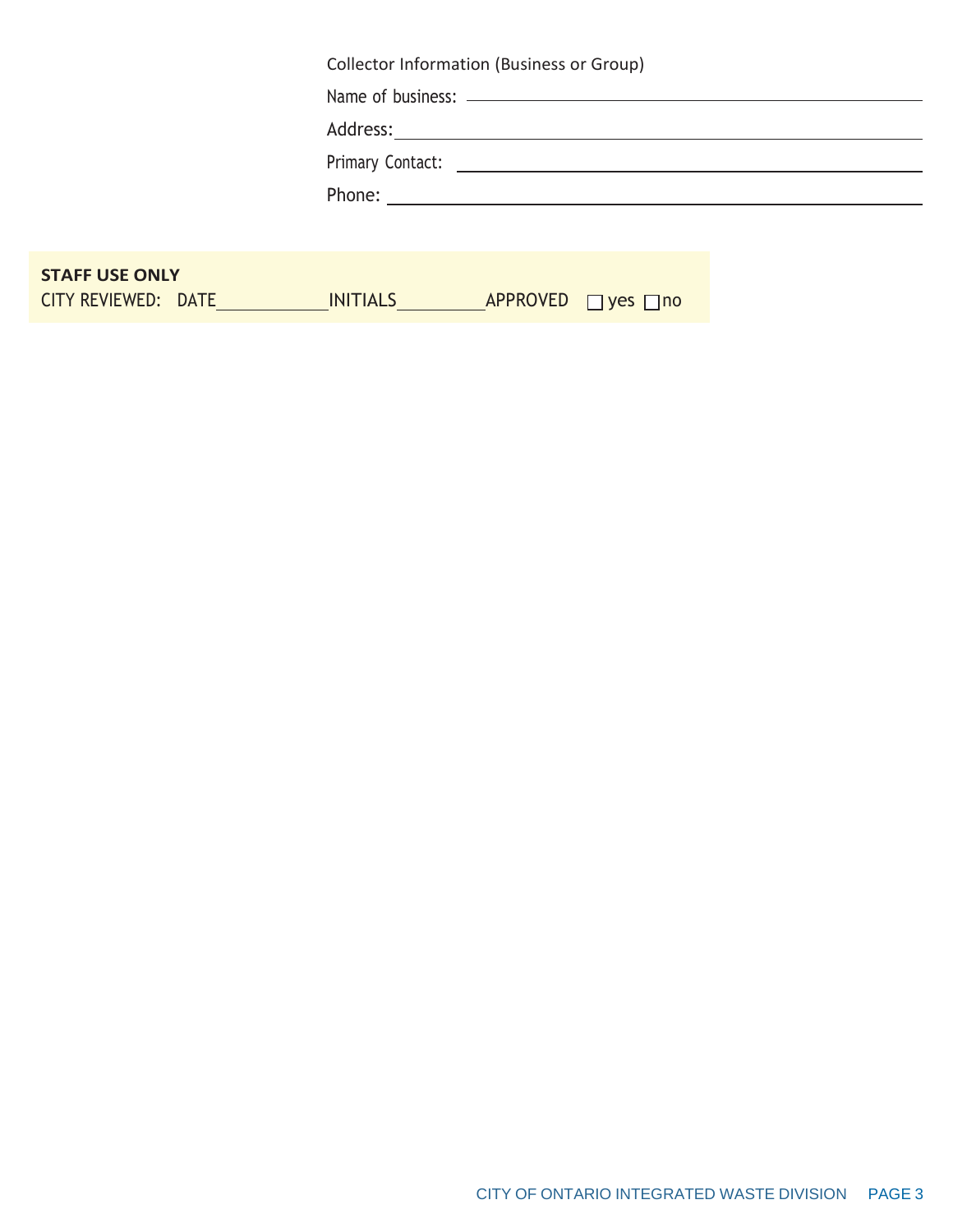Collector Information (Business or Group)

Name of business: \_\_\_\_\_\_\_\_\_\_\_\_\_\_\_\_\_\_\_\_\_\_\_\_\_\_\_\_\_\_\_\_\_\_\_\_\_\_\_\_

Address: \_\_\_\_\_\_\_\_\_\_\_\_\_\_\_\_\_\_\_\_\_\_\_\_\_\_\_\_\_\_\_\_\_\_\_\_\_\_\_\_

Primary Contact: \_\_\_\_\_\_\_\_\_\_\_\_\_\_\_\_\_\_\_\_\_\_\_\_\_\_\_\_\_\_\_\_\_\_\_\_\_\_\_\_

Phone: \_\_\_\_\_\_\_\_\_\_\_\_\_\_\_\_\_\_\_\_\_\_\_\_\_\_\_\_\_\_\_\_\_\_\_\_\_\_\_\_

**STAFF USE ONLY**

CITY REVIEWED: DATE\_\_\_\_\_\_\_\_\_\_\_\_ INITIALS\_\_\_\_\_\_\_\_\_\_ APPROVED ☐ yes ☐ no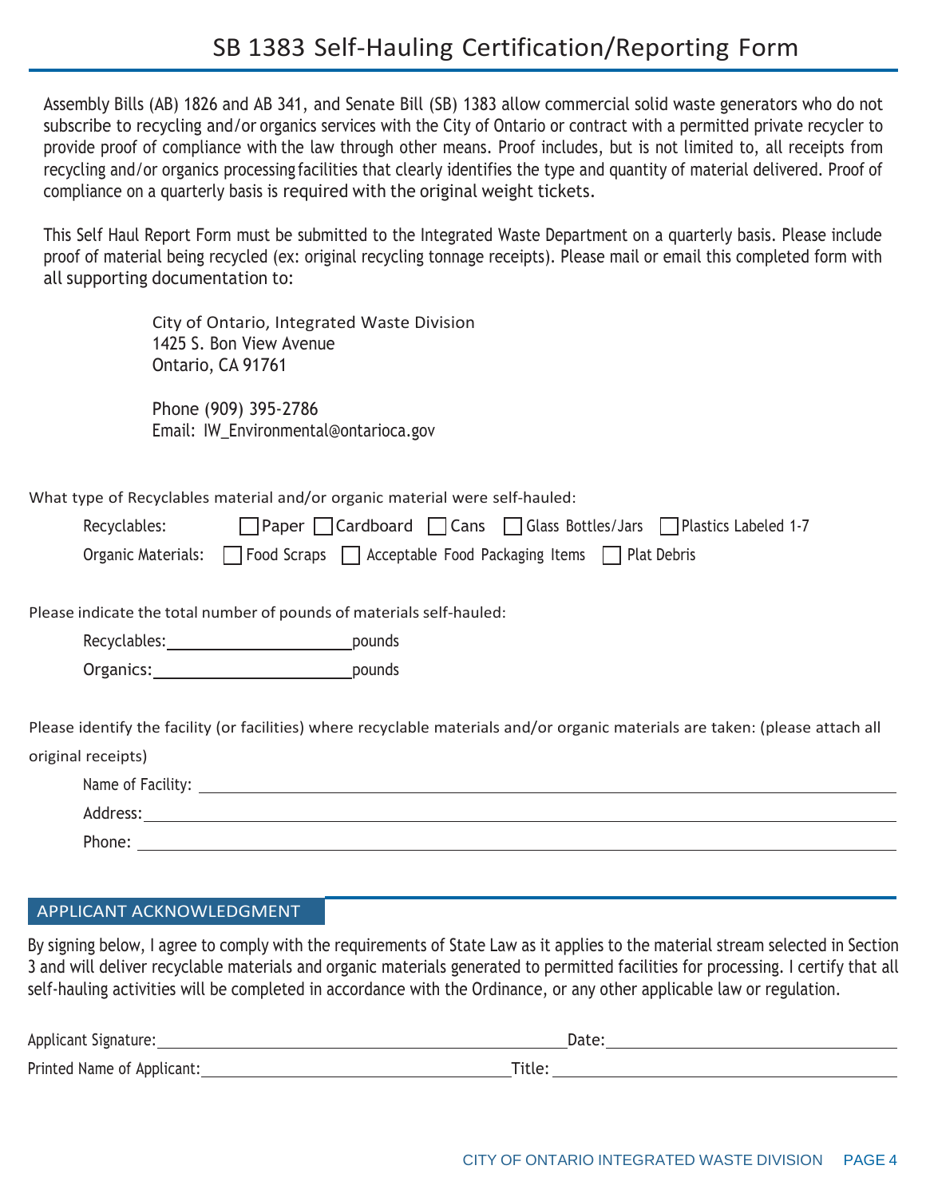# SB 1383 Self-Hauling Certification/Reporting Form

Assembly Bills (AB) 1826 and AB 341, and Senate Bill (SB) 1383 allow commercial solid waste generators who do not subscribe to recycling and/or organics services with the City of Ontario or contract with a permitted private recycler to provide proof of compliance with the law through other means. Proof includes, but is not limited to, all receipts from recycling and/or organics processing facilities that clearly identifies the type and quantity of material delivered. Proof of compliance on a quarterly basis is required with the original weight tickets.

This Self Haul Report Form must be submitted to the Integrated Waste Department on a quarterly basis. Please include proof of material being recycled (ex: original recycling tonnage receipts). Please mail or email this completed form with all supporting documentation to:

City of Ontario, Integrated Waste Division
1425 S. Bon View Avenue
Ontario, CA 91761

Phone (909) 395-2786
Email: IW_Environmental@ontarioca.gov

What type of Recyclables material and/or organic material were self-hauled:

Recyclables: ☐ Paper ☐ Cardboard ☐ Cans ☐ Glass Bottles/Jars ☐ Plastics Labeled 1-7

Organic Materials: ☐ Food Scraps ☐ Acceptable Food Packaging Items ☐ Plat Debris

Please indicate the total number of pounds of materials self-hauled:

Recyclables: ____________________ pounds

Organics: ____________________ pounds

Please identify the facility (or facilities) where recyclable materials and/or organic materials are taken: (please attach all original receipts)

Name of Facility: ____________________

Address: ____________________

Phone: ____________________

## APPLICANT ACKNOWLEDGMENT

By signing below, I agree to comply with the requirements of State Law as it applies to the material stream selected in Section 3 and will deliver recyclable materials and organic materials generated to permitted facilities for processing. I certify that all self-hauling activities will be completed in accordance with the Ordinance, or any other applicable law or regulation.

Applicant Signature: ____________________ Date: ____________________

Printed Name of Applicant: ____________________ Title: ____________________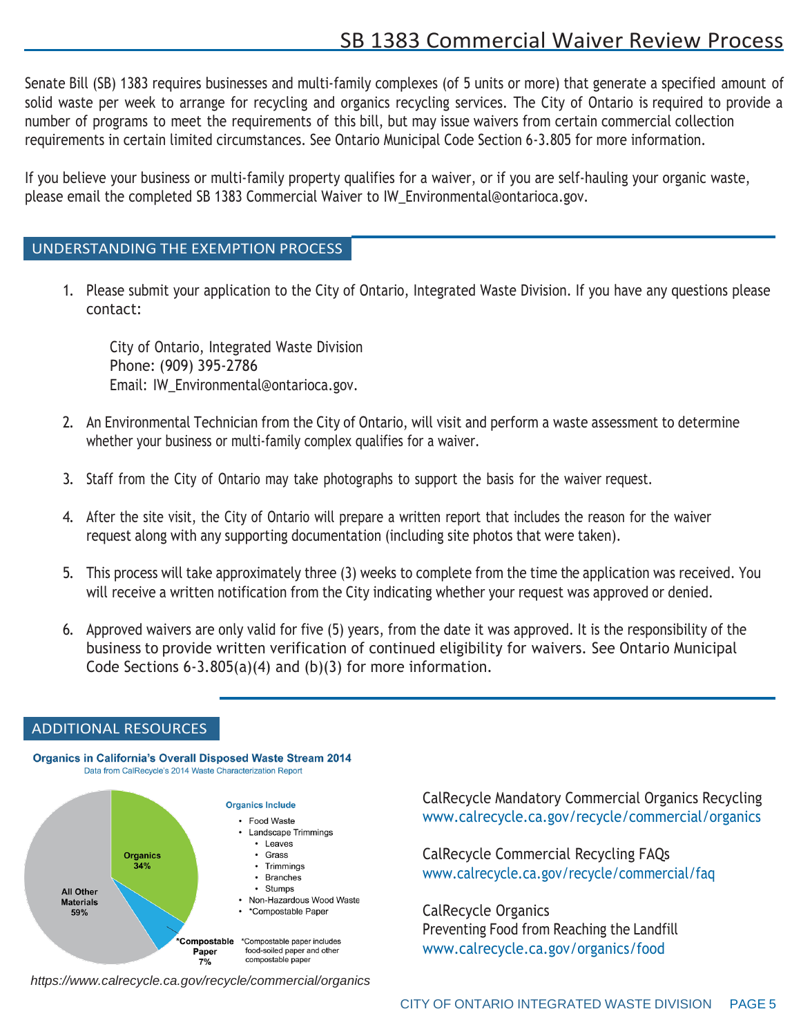# SB 1383 Commercial Waiver Review Process

Senate Bill (SB) 1383 requires businesses and multi-family complexes (of 5 units or more) that generate a specified amount of solid waste per week to arrange for recycling and organics recycling services. The City of Ontario is required to provide a number of programs to meet the requirements of this bill, but may issue waivers from certain commercial collection requirements in certain limited circumstances. See Ontario Municipal Code Section 6-3.805 for more information.

If you believe your business or multi-family property qualifies for a waiver, or if you are self-hauling your organic waste, please email the completed SB 1383 Commercial Waiver to IW_Environmental@ontarioca.gov.

## UNDERSTANDING THE EXEMPTION PROCESS

1. Please submit your application to the City of Ontario, Integrated Waste Division. If you have any questions please contact:

   City of Ontario, Integrated Waste Division
   Phone: (909) 395-2786
   Email: IW_Environmental@ontarioca.gov.

2. An Environmental Technician from the City of Ontario, will visit and perform a waste assessment to determine whether your business or multi-family complex qualifies for a waiver.

3. Staff from the City of Ontario may take photographs to support the basis for the waiver request.

4. After the site visit, the City of Ontario will prepare a written report that includes the reason for the waiver request along with any supporting documentation (including site photos that were taken).

5. This process will take approximately three (3) weeks to complete from the time the application was received. You will receive a written notification from the City indicating whether your request was approved or denied.

6. Approved waivers are only valid for five (5) years, from the date it was approved. It is the responsibility of the business to provide written verification of continued eligibility for waivers. See Ontario Municipal Code Sections 6-3.805(a)(4) and (b)(3) for more information.

## ADDITIONAL RESOURCES

**Organics in California's Overall Disposed Waste Stream 2014**
Data from CalRecycle's 2014 Waste Characterization Report

Organics 34%
All Other Materials 59%
*Compostable Paper 7%

**Organics Include**

- Food Waste
- Landscape Trimmings
  - Leaves
  - Grass
  - Trimmings
  - Branches
  - Stumps
- Non-Hazardous Wood Waste
- *Compostable Paper

*Compostable paper includes food-soiled paper and other compostable paper

*https://www.calrecycle.ca.gov/recycle/commercial/organics*

CalRecycle Mandatory Commercial Organics Recycling
www.calrecycle.ca.gov/recycle/commercial/organics

CalRecycle Commercial Recycling FAQs
www.calrecycle.ca.gov/recycle/commercial/faq

CalRecycle Organics
Preventing Food from Reaching the Landfill
www.calrecycle.ca.gov/organics/food